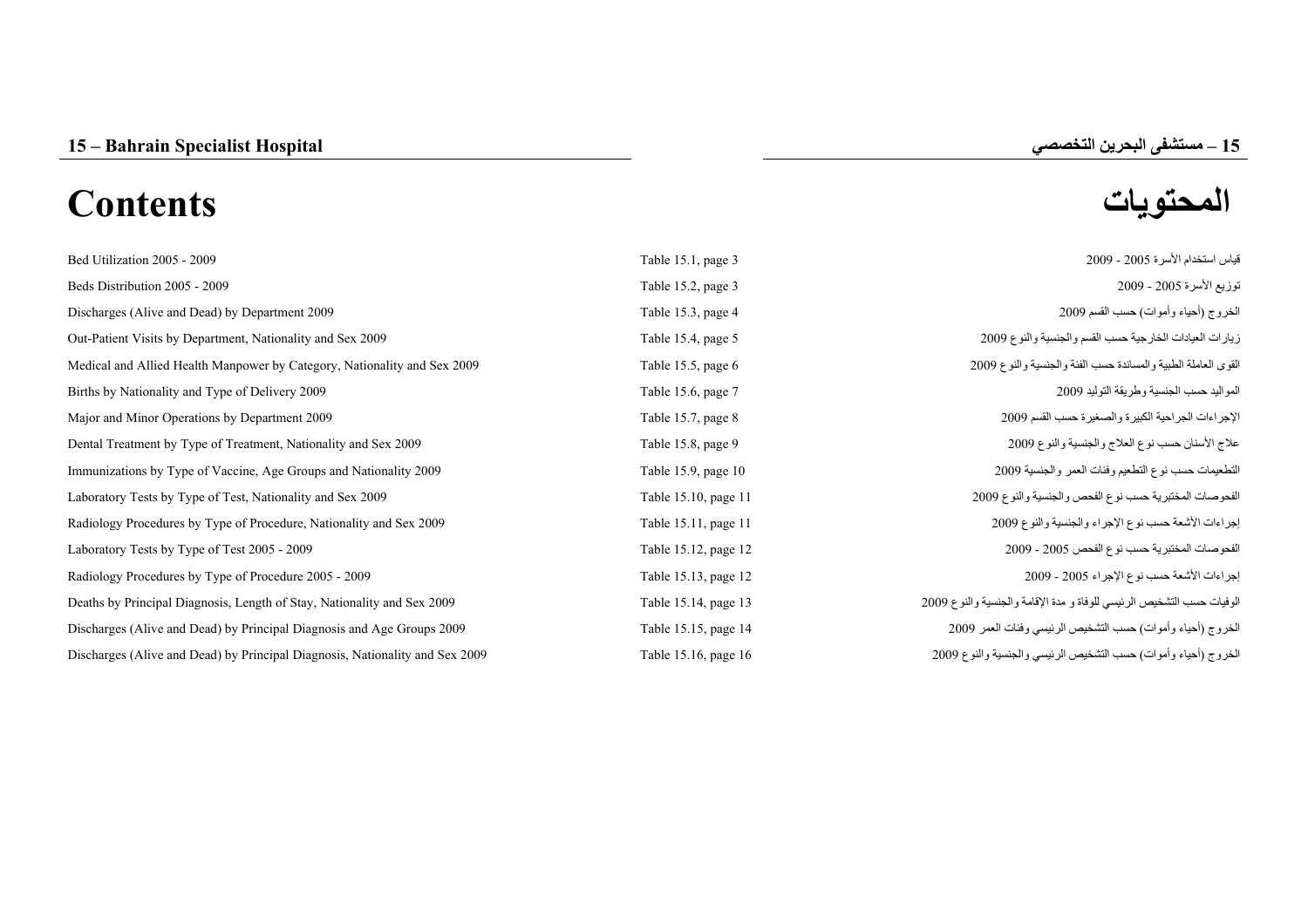# 15 – Bahrain Specialist Hospital

# 15 – مستشفى البحرين التخصصي

## Contents

## المحتويات

| Contents | Table | المحتويات |
|---|---|---|
| Bed Utilization 2005 - 2009 | Table 15.1, page 3 | قياس استخدام الأسرة 2005 - 2009 |
| Beds Distribution 2005 - 2009 | Table 15.2, page 3 | توزيع الأسرة 2005 - 2009 |
| Discharges (Alive and Dead) by Department 2009 | Table 15.3, page 4 | الخروج (أحياء وأموات) حسب القسم 2009 |
| Out-Patient Visits by Department, Nationality and Sex 2009 | Table 15.4, page 5 | زيارات العيادات الخارجية حسب القسم والجنسية والنوع 2009 |
| Medical and Allied Health Manpower by Category, Nationality and Sex 2009 | Table 15.5, page 6 | القوى العاملة الطبية والمساندة حسب الفئة والجنسية والنوع 2009 |
| Births by Nationality and Type of Delivery 2009 | Table 15.6, page 7 | المواليد حسب الجنسية وطريقة التوليد 2009 |
| Major and Minor Operations by Department 2009 | Table 15.7, page 8 | الإجراءات الجراحية الكبيرة والصغيرة حسب القسم 2009 |
| Dental Treatment by Type of Treatment, Nationality and Sex 2009 | Table 15.8, page 9 | علاج الأسنان حسب نوع العلاج والجنسية والنوع 2009 |
| Immunizations by Type of Vaccine, Age Groups and Nationality 2009 | Table 15.9, page 10 | التطعيمات حسب نوع التطعيم وفئات العمر والجنسية 2009 |
| Laboratory Tests by Type of Test, Nationality and Sex 2009 | Table 15.10, page 11 | الفحوصات المختبرية حسب نوع الفحص والجنسية والنوع 2009 |
| Radiology Procedures by Type of Procedure, Nationality and Sex 2009 | Table 15.11, page 11 | إجراءات الأشعة حسب نوع الإجراء والجنسية والنوع 2009 |
| Laboratory Tests by Type of Test 2005 - 2009 | Table 15.12, page 12 | الفحوصات المختبرية حسب نوع الفحص 2005 - 2009 |
| Radiology Procedures by Type of Procedure 2005 - 2009 | Table 15.13, page 12 | إجراءات الأشعة حسب نوع الإجراء 2005 - 2009 |
| Deaths by Principal Diagnosis, Length of Stay, Nationality and Sex 2009 | Table 15.14, page 13 | الوفيات حسب التشخيص الرئيسي للوفاة و مدة الإقامة والجنسية والنوع 2009 |
| Discharges (Alive and Dead) by Principal Diagnosis and Age Groups 2009 | Table 15.15, page 14 | الخروج (أحياء وأموات) حسب التشخيص الرئيسي وفئات العمر 2009 |
| Discharges (Alive and Dead) by Principal Diagnosis, Nationality and Sex 2009 | Table 15.16, page 16 | الخروج (أحياء وأموات) حسب التشخيص الرئيسي والجنسية والنوع 2009 |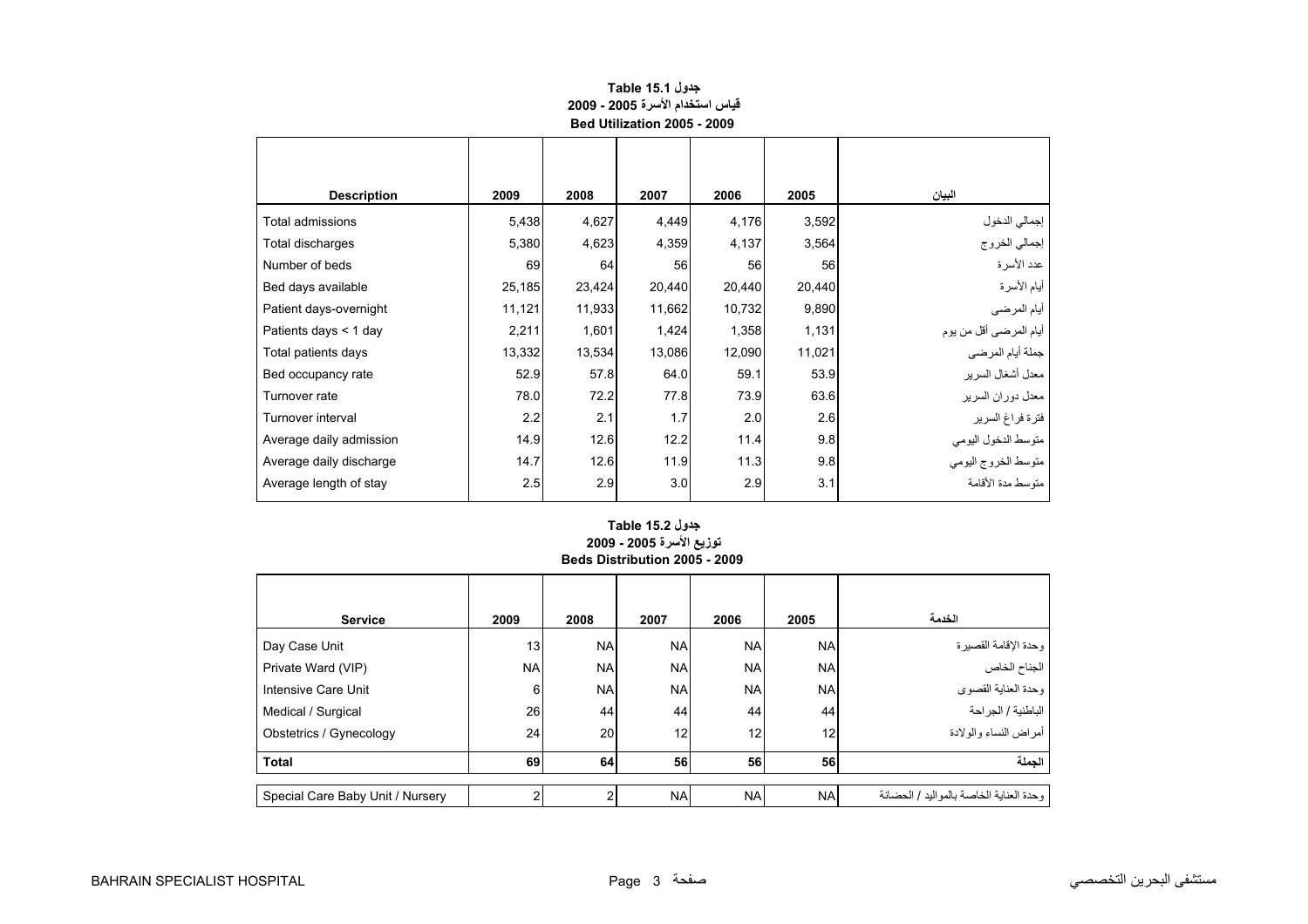**جدول Table 15.1**

**قياس استخدام الأسرة 2005 - 2009**

**Bed Utilization 2005 - 2009**

| Description | 2009 | 2008 | 2007 | 2006 | 2005 | البيان |
|---|---|---|---|---|---|---|
| Total admissions | 5,438 | 4,627 | 4,449 | 4,176 | 3,592 | إجمالي الدخول |
| Total discharges | 5,380 | 4,623 | 4,359 | 4,137 | 3,564 | إجمالي الخروج |
| Number of beds | 69 | 64 | 56 | 56 | 56 | عدد الأسرة |
| Bed days available | 25,185 | 23,424 | 20,440 | 20,440 | 20,440 | أيام الأسرة |
| Patient days-overnight | 11,121 | 11,933 | 11,662 | 10,732 | 9,890 | أيام المرضى |
| Patients days < 1 day | 2,211 | 1,601 | 1,424 | 1,358 | 1,131 | أيام المرضى أقل من يوم |
| Total patients days | 13,332 | 13,534 | 13,086 | 12,090 | 11,021 | جملة أيام المرضى |
| Bed occupancy rate | 52.9 | 57.8 | 64.0 | 59.1 | 53.9 | معدل أشغال السرير |
| Turnover rate | 78.0 | 72.2 | 77.8 | 73.9 | 63.6 | معدل دوران السرير |
| Turnover interval | 2.2 | 2.1 | 1.7 | 2.0 | 2.6 | فترة فراغ السرير |
| Average daily admission | 14.9 | 12.6 | 12.2 | 11.4 | 9.8 | متوسط الدخول اليومي |
| Average daily discharge | 14.7 | 12.6 | 11.9 | 11.3 | 9.8 | متوسط الخروج اليومي |
| Average length of stay | 2.5 | 2.9 | 3.0 | 2.9 | 3.1 | متوسط مدة الأقامة |

**جدول Table 15.2**

**توزيع الأسرة 2005 - 2009**

**Beds Distribution 2005 - 2009**

| Service | 2009 | 2008 | 2007 | 2006 | 2005 | الخدمة |
|---|---|---|---|---|---|---|
| Day Case Unit | 13 | NA | NA | NA | NA | وحدة الإقامة القصيرة |
| Private Ward (VIP) | NA | NA | NA | NA | NA | الجناح الخاص |
| Intensive Care Unit | 6 | NA | NA | NA | NA | وحدة العناية القصوى |
| Medical / Surgical | 26 | 44 | 44 | 44 | 44 | الباطنية / الجراحة |
| Obstetrics / Gynecology | 24 | 20 | 12 | 12 | 12 | أمراض النساء والولادة |
| **Total** | **69** | **64** | **56** | **56** | **56** | **الجملة** |
| Special Care Baby Unit / Nursery | 2 | 2 | NA | NA | NA | وحدة العناية الخاصة بالمواليد / الحضانة |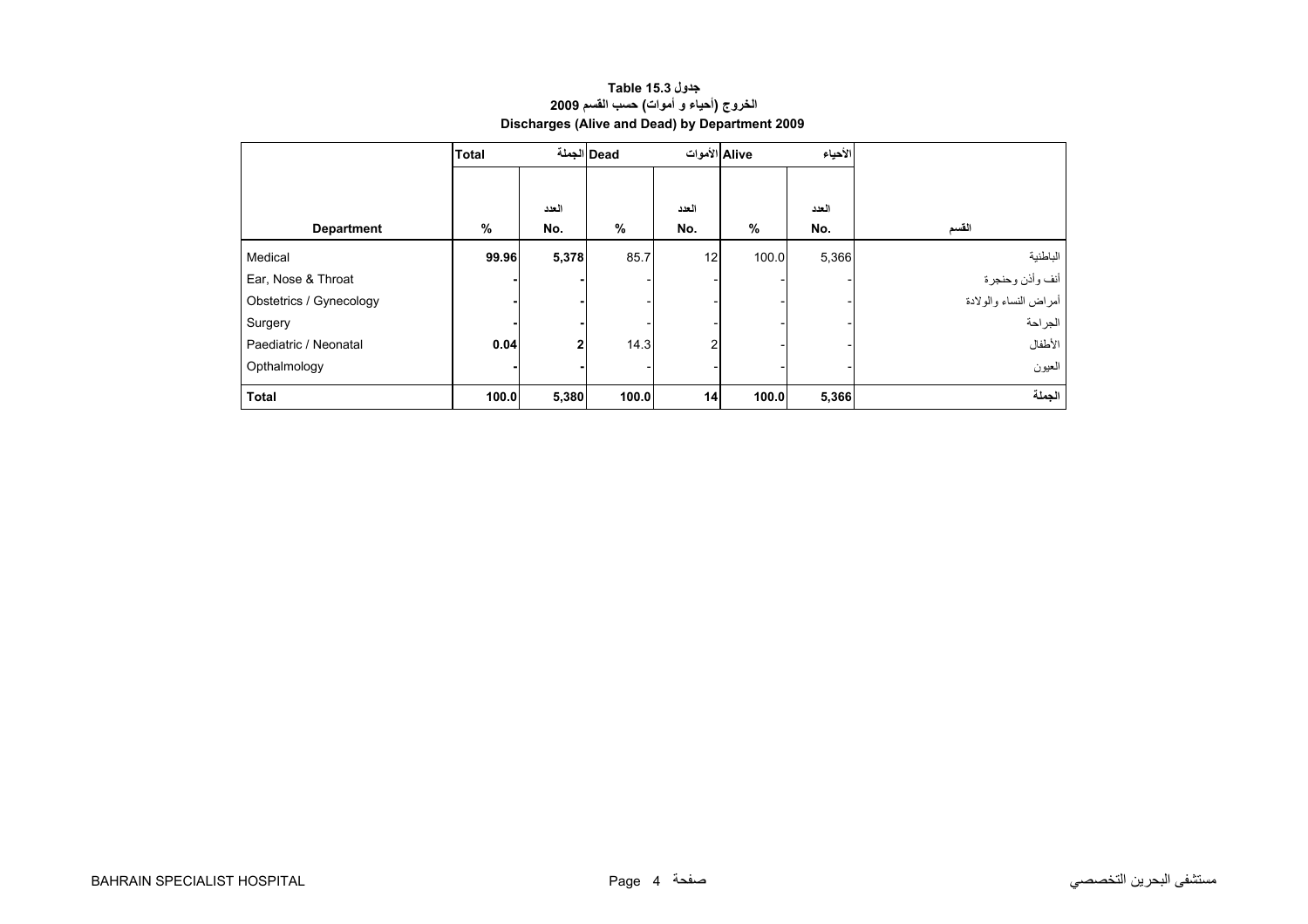# جدول Table 15.3

## الخروج (أحياء و أموات) حسب القسم 2009

## Discharges (Alive and Dead) by Department 2009

| | Total الجملة | | Dead الأموات | | Alive الأحياء | | |
|---|---|---|---|---|---|---|---|
| **Department** | **%** | **العدد No.** | **%** | **العدد No.** | **%** | **العدد No.** | **القسم** |
| Medical | **99.96** | **5,378** | 85.7 | 12 | 100.0 | 5,366 | الباطنية |
| Ear, Nose & Throat | **-** | **-** | - | - | - | - | أنف وأذن وحنجرة |
| Obstetrics / Gynecology | **-** | **-** | - | - | - | - | أمراض النساء والولادة |
| Surgery | **-** | **-** | - | - | - | - | الجراحة |
| Paediatric / Neonatal | **0.04** | **2** | 14.3 | 2 | - | - | الأطفال |
| Opthalmology | **-** | **-** | - | - | - | - | العيون |
| **Total** | **100.0** | **5,380** | **100.0** | **14** | **100.0** | **5,366** | **الجملة** |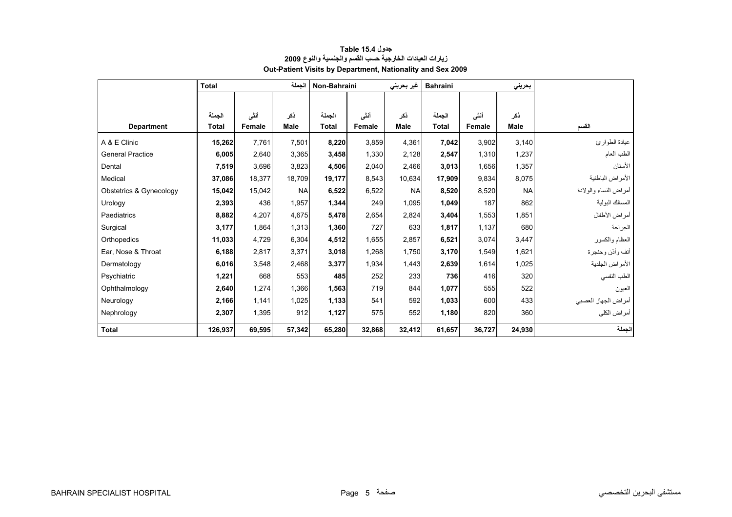# جدول Table 15.4

## زيارات العيادات الخارجية حسب القسم والجنسية والنوع 2009

## Out-Patient Visits by Department, Nationality and Sex 2009

| | Total | | الجملة | Non-Bahraini | | غير بحريني | Bahraini | | بحريني | |
|---|---|---|---|---|---|---|---|---|---|---|
| Department | الجملة Total | أنثى Female | ذكر Male | الجملة Total | أنثى Female | ذكر Male | الجملة Total | أنثى Female | ذكر Male | القسم |
| A & E Clinic | **15,262** | 7,761 | 7,501 | **8,220** | 3,859 | 4,361 | **7,042** | 3,902 | 3,140 | عيادة الطوارئ |
| General Practice | **6,005** | 2,640 | 3,365 | **3,458** | 1,330 | 2,128 | **2,547** | 1,310 | 1,237 | الطب العام |
| Dental | **7,519** | 3,696 | 3,823 | **4,506** | 2,040 | 2,466 | **3,013** | 1,656 | 1,357 | الأسنان |
| Medical | **37,086** | 18,377 | 18,709 | **19,177** | 8,543 | 10,634 | **17,909** | 9,834 | 8,075 | الأمراض الباطنية |
| Obstetrics & Gynecology | **15,042** | 15,042 | NA | **6,522** | 6,522 | NA | **8,520** | 8,520 | NA | أمراض النساء والولادة |
| Urology | **2,393** | 436 | 1,957 | **1,344** | 249 | 1,095 | **1,049** | 187 | 862 | المسالك البولية |
| Paediatrics | **8,882** | 4,207 | 4,675 | **5,478** | 2,654 | 2,824 | **3,404** | 1,553 | 1,851 | أمراض الأطفال |
| Surgical | **3,177** | 1,864 | 1,313 | **1,360** | 727 | 633 | **1,817** | 1,137 | 680 | الجراحة |
| Orthopedics | **11,033** | 4,729 | 6,304 | **4,512** | 1,655 | 2,857 | **6,521** | 3,074 | 3,447 | العظام والكسور |
| Ear, Nose & Throat | **6,188** | 2,817 | 3,371 | **3,018** | 1,268 | 1,750 | **3,170** | 1,549 | 1,621 | أنف وأذن وحنجرة |
| Dermatology | **6,016** | 3,548 | 2,468 | **3,377** | 1,934 | 1,443 | **2,639** | 1,614 | 1,025 | الأمراض الجلدية |
| Psychiatric | **1,221** | 668 | 553 | **485** | 252 | 233 | **736** | 416 | 320 | الطب النفسي |
| Ophthalmology | **2,640** | 1,274 | 1,366 | **1,563** | 719 | 844 | **1,077** | 555 | 522 | العيون |
| Neurology | **2,166** | 1,141 | 1,025 | **1,133** | 541 | 592 | **1,033** | 600 | 433 | أمراض الجهاز العصبي |
| Nephrology | **2,307** | 1,395 | 912 | **1,127** | 575 | 552 | **1,180** | 820 | 360 | أمراض الكلى |
| **Total** | **126,937** | **69,595** | **57,342** | **65,280** | **32,868** | **32,412** | **61,657** | **36,727** | **24,930** | **الجملة** |

BAHRAIN SPECIALIST HOSPITAL مستشفى البحرين التخصصي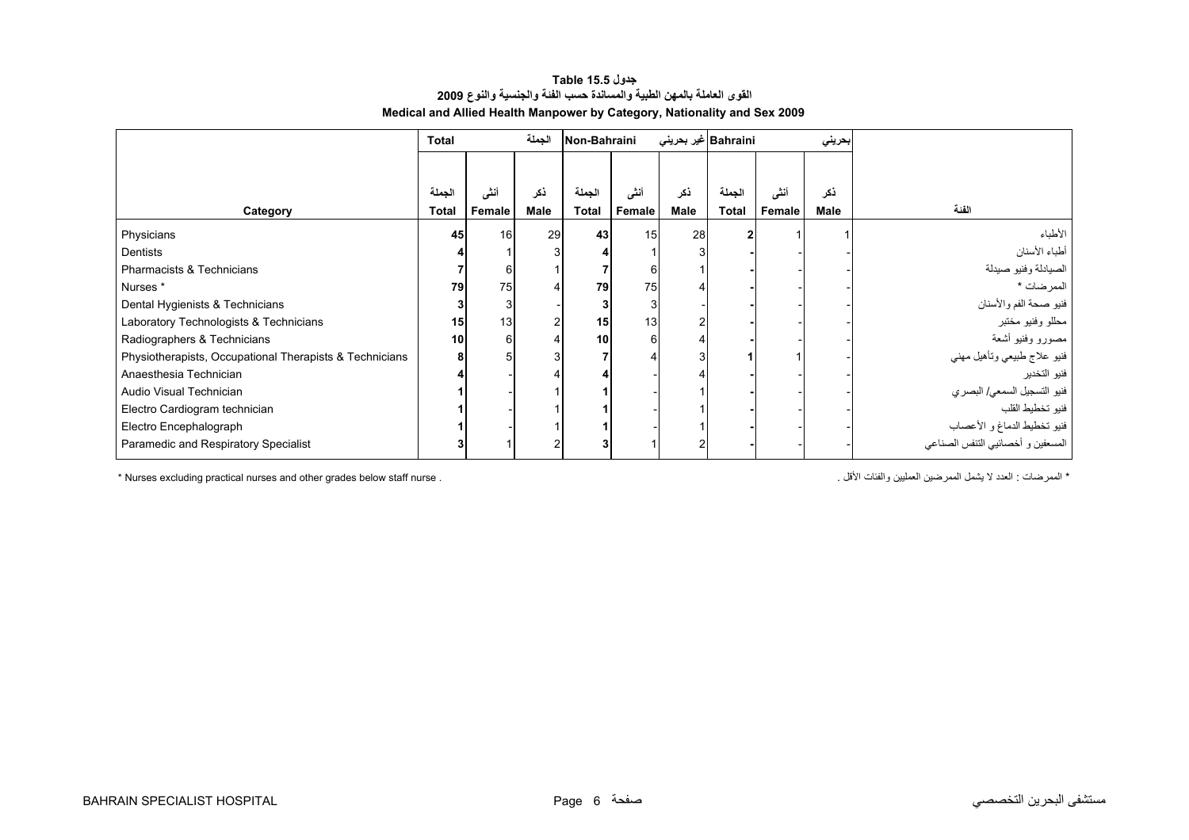## جدول 15.5 Table

## القوى العاملة بالمهن الطبية والمساندة حسب الفئة والجنسية والنوع 2009

## Medical and Allied Health Manpower by Category, Nationality and Sex 2009

| | Total | | الجملة | Non-Bahraini | | غير بحريني | Bahraini | | بحريني | |
|---|---|---|---|---|---|---|---|---|---|---|
| Category | الجملة Total | أنثى Female | ذكر Male | الجملة Total | أنثى Female | ذكر Male | الجملة Total | أنثى Female | ذكر Male | الفئة |
| Physicians | 45 | 16 | 29 | 43 | 15 | 28 | 2 | 1 | 1 | الأطباء |
| Dentists | 4 | 1 | 3 | 4 | 1 | 3 | - | - | - | أطباء الأسنان |
| Pharmacists & Technicians | 7 | 6 | 1 | 7 | 6 | 1 | - | - | - | الصيادلة وفنيو صيدلة |
| Nurses * | 79 | 75 | 4 | 79 | 75 | 4 | - | - | - | الممرضات * |
| Dental Hygienists & Technicians | 3 | 3 | - | 3 | 3 | - | - | - | - | فنيو صحة الفم والأسنان |
| Laboratory Technologists & Technicians | 15 | 13 | 2 | 15 | 13 | 2 | - | - | - | محللو وفنيو مختبر |
| Radiographers & Technicians | 10 | 6 | 4 | 10 | 6 | 4 | - | - | - | مصورو وفنيو أشعة |
| Physiotherapists, Occupational Therapists & Technicians | 8 | 5 | 3 | 7 | 4 | 3 | 1 | 1 | - | فنيو علاج طبيعي وتأهيل مهني |
| Anaesthesia Technician | 4 | - | 4 | 4 | - | 4 | - | - | - | فنيو التخدير |
| Audio Visual Technician | 1 | - | 1 | 1 | - | 1 | - | - | - | فنيو التسجيل السمعي/ البصري |
| Electro Cardiogram technician | 1 | - | 1 | 1 | - | 1 | - | - | - | فنيو تخطيط القلب |
| Electro Encephalograph | 1 | - | 1 | 1 | - | 1 | - | - | - | فنيو تخطيط الدماغ و الأعصاب |
| Paramedic and Respiratory Specialist | 3 | 1 | 2 | 3 | 1 | 2 | - | - | - | المسعفين و أخصائيي التنفس الصناعي |

* Nurses excluding practical nurses and other grades below staff nurse .

* الممرضات : العدد لا يشمل الممرضين العمليين والفئات الأقل .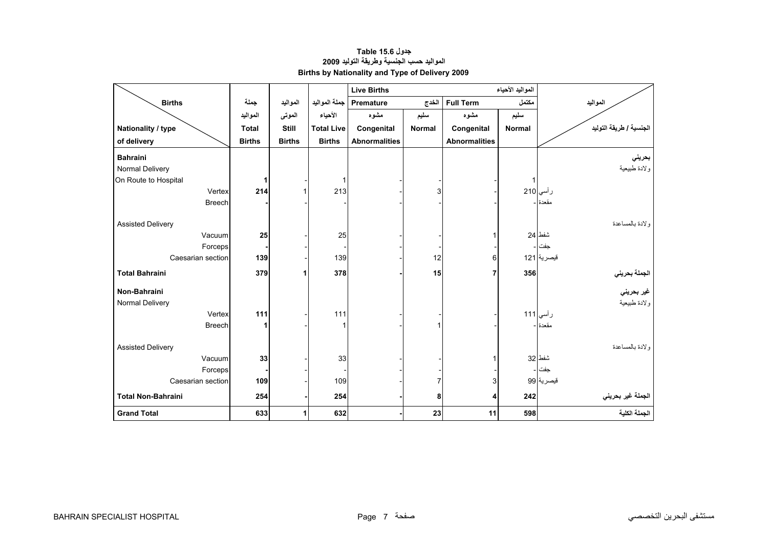# جدول 15.6 Table

## المواليد حسب الجنسية وطريقة التوليد 2009

## Births by Nationality and Type of Delivery 2009

| Births / Nationality / type of delivery | جملة المواليد Total Births | المواليد الموتى Still Births | جملة المواليد الأحياء Total Live Births | Live Births المواليد الأحياء — Premature الخدج — مشوه Congenital Abnormalities | سليم Normal | Full Term مكتمل — مشوه Congenital Abnormalities | سليم Normal | المواليد / الجنسية / طريقة التوليد |
|---|---|---|---|---|---|---|---|---|
| **Bahraini** | | | | | | | | **بحريني** |
| Normal Delivery | | | | | | | | ولادة طبيعية |
| On Route to Hospital | **1** | - | 1 | - | - | - | 1 | |
| Vertex | **214** | 1 | 213 | - | 3 | - | 210 | رأسي |
| Breech | **-** | - | - | - | - | - | - | مقعدة |
| Assisted Delivery | | | | | | | | ولادة بالمساعدة |
| Vacuum | **25** | - | 25 | - | - | 1 | 24 | شفط |
| Forceps | **-** | - | - | - | - | - | - | جفت |
| Caesarian section | **139** | - | 139 | - | 12 | 6 | 121 | قيصرية |
| **Total Bahraini** | **379** | **1** | **378** | **-** | **15** | **7** | **356** | **الجملة بحريني** |
| **Non-Bahraini** | | | | | | | | **غير بحريني** |
| Normal Delivery | | | | | | | | ولادة طبيعية |
| Vertex | **111** | - | 111 | - | - | - | 111 | رأسي |
| Breech | **1** | - | 1 | - | 1 | - | - | مقعدة |
| Assisted Delivery | | | | | | | | ولادة بالمساعدة |
| Vacuum | **33** | - | 33 | - | - | 1 | 32 | شفط |
| Forceps | **-** | - | - | - | - | - | - | جفت |
| Caesarian section | **109** | - | 109 | - | 7 | 3 | 99 | قيصرية |
| **Total Non-Bahraini** | **254** | **-** | **254** | **-** | **8** | **4** | **242** | **الجملة غير بحريني** |
| **Grand Total** | **633** | **1** | **632** | **-** | **23** | **11** | **598** | **الجملة الكلية** |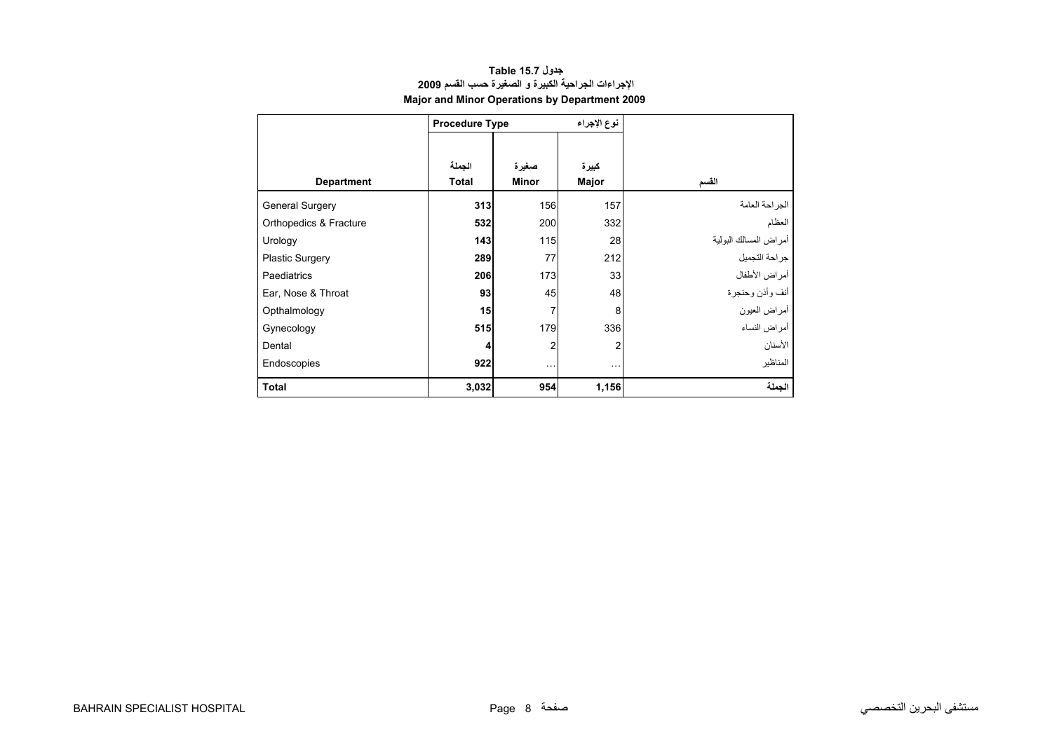**جدول Table 15.7**

**الاجراءات الجراحية الكبيرة و الصغيرة حسب القسم 2009**

**Major and Minor Operations by Department 2009**

| Department | Procedure Type نوع الإجراء | | | القسم |
|---|---|---|---|---|
| | الجملة Total | صغيرة Minor | كبيرة Major | |
| General Surgery | **313** | 156 | 157 | الجراحة العامة |
| Orthopedics & Fracture | **532** | 200 | 332 | العظام |
| Urology | **143** | 115 | 28 | أمراض المسالك البولية |
| Plastic Surgery | **289** | 77 | 212 | جراحة التجميل |
| Paediatrics | **206** | 173 | 33 | أمراض الأطفال |
| Ear, Nose & Throat | **93** | 45 | 48 | أنف وأذن وحنجرة |
| Opthalmology | **15** | 7 | 8 | أمراض العيون |
| Gynecology | **515** | 179 | 336 | أمراض النساء |
| Dental | **4** | 2 | 2 | الأسنان |
| Endoscopies | **922** | ... | ... | المناظير |
| **Total** | **3,032** | **954** | **1,156** | **الجملة** |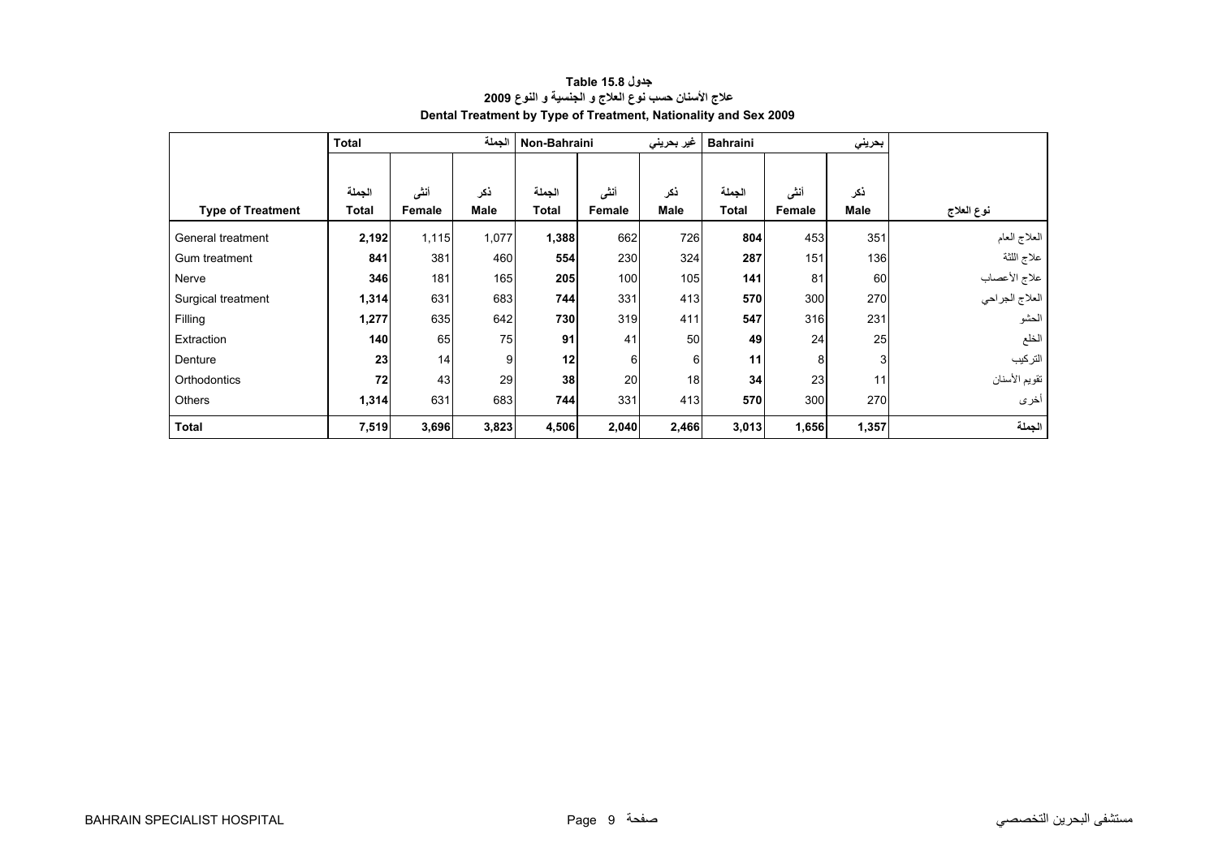**جدول Table 15.8**

**علاج الأسنان حسب نوع العلاج و الجنسية و النوع 2009**

**Dental Treatment by Type of Treatment, Nationality and Sex 2009**

| | Total | | الجملة | Non-Bahraini | | غير بحريني | Bahraini | | بحريني | |
|---|---|---|---|---|---|---|---|---|---|---|
| **Type of Treatment** | الجملة **Total** | أنثى **Female** | ذكر **Male** | الجملة **Total** | أنثى **Female** | ذكر **Male** | الجملة **Total** | أنثى **Female** | ذكر **Male** | **نوع العلاج** |
| General treatment | **2,192** | 1,115 | 1,077 | **1,388** | 662 | 726 | **804** | 453 | 351 | العلاج العام |
| Gum treatment | **841** | 381 | 460 | **554** | 230 | 324 | **287** | 151 | 136 | علاج اللثة |
| Nerve | **346** | 181 | 165 | **205** | 100 | 105 | **141** | 81 | 60 | علاج الأعصاب |
| Surgical treatment | **1,314** | 631 | 683 | **744** | 331 | 413 | **570** | 300 | 270 | العلاج الجراحي |
| Filling | **1,277** | 635 | 642 | **730** | 319 | 411 | **547** | 316 | 231 | الحشو |
| Extraction | **140** | 65 | 75 | **91** | 41 | 50 | **49** | 24 | 25 | الخلع |
| Denture | **23** | 14 | 9 | **12** | 6 | 6 | **11** | 8 | 3 | التركيب |
| Orthodontics | **72** | 43 | 29 | **38** | 20 | 18 | **34** | 23 | 11 | تقويم الأسنان |
| Others | **1,314** | 631 | 683 | **744** | 331 | 413 | **570** | 300 | 270 | أخرى |
| **Total** | **7,519** | **3,696** | **3,823** | **4,506** | **2,040** | **2,466** | **3,013** | **1,656** | **1,357** | **الجملة** |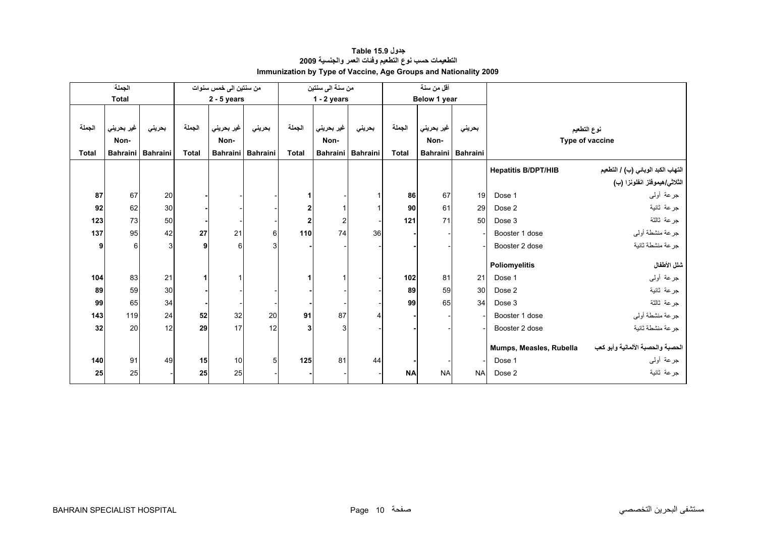# جدول Table 15.9

## التطعيمات حسب نوع التطعيم وفئات العمر والجنسية 2009

## Immunization by Type of Vaccine, Age Groups and Nationality 2009

| الجملة Total | | | من سنتين الى خمس سنوات 2 - 5 years | | | من سنة الى سنتين 1 - 2 years | | | أقل من سنة Below 1 year | | | نوع التطعيم Type of vaccine | |
|---|---|---|---|---|---|---|---|---|---|---|---|---|---|
| الجملة Total | غير بحريني Non-Bahraini | بحريني Bahraini | الجملة Total | غير بحريني Non-Bahraini | بحريني Bahraini | الجملة Total | غير بحريني Non-Bahraini | بحريني Bahraini | الجملة Total | غير بحريني Non-Bahraini | بحريني Bahraini | | |
| | | | | | | | | | | | | **Hepatitis B/DPT/HIB** | **التهاب الكبد الوبائي (ب) / التطعيم الثلاثي/هيموفلز انفلونزا (ب)** |
| **87** | 67 | 20 | **-** | - | - | **1** | - | 1 | **86** | 67 | 19 | Dose 1 | جرعة أولى |
| **92** | 62 | 30 | **-** | - | - | **2** | 1 | 1 | **90** | 61 | 29 | Dose 2 | جرعة ثانية |
| **123** | 73 | 50 | **-** | - | - | **2** | 2 | - | **121** | 71 | 50 | Dose 3 | جرعة ثالثة |
| **137** | 95 | 42 | **27** | 21 | 6 | **110** | 74 | 36 | **-** | - | - | Booster 1 dose | جرعة منشطة أولى |
| **9** | 6 | 3 | **9** | 6 | 3 | **-** | - | - | **-** | - | - | Booster 2 dose | جرعة منشطة ثانية |
| | | | | | | | | | | | | **Poliomyelitis** | **شلل الأطفال** |
| **104** | 83 | 21 | **1** | 1 | | **1** | 1 | - | **102** | 81 | 21 | Dose 1 | جرعة أولى |
| **89** | 59 | 30 | **-** | - | - | **-** | - | - | **89** | 59 | 30 | Dose 2 | جرعة ثانية |
| **99** | 65 | 34 | **-** | - | - | **-** | - | - | **99** | 65 | 34 | Dose 3 | جرعة ثالثة |
| **143** | 119 | 24 | **52** | 32 | 20 | **91** | 87 | 4 | **-** | - | - | Booster 1 dose | جرعة منشطة أولى |
| **32** | 20 | 12 | **29** | 17 | 12 | **3** | 3 | - | **-** | - | - | Booster 2 dose | جرعة منشطة ثانية |
| | | | | | | | | | | | | **Mumps, Measles, Rubella** | **الحصبة والحصبة الألمانية وأبو كعب** |
| **140** | 91 | 49 | **15** | 10 | 5 | **125** | 81 | 44 | **-** | - | - | Dose 1 | جرعة أولى |
| **25** | 25 | - | **25** | 25 | - | **-** | - | - | **NA** | NA | NA | Dose 2 | جرعة ثانية |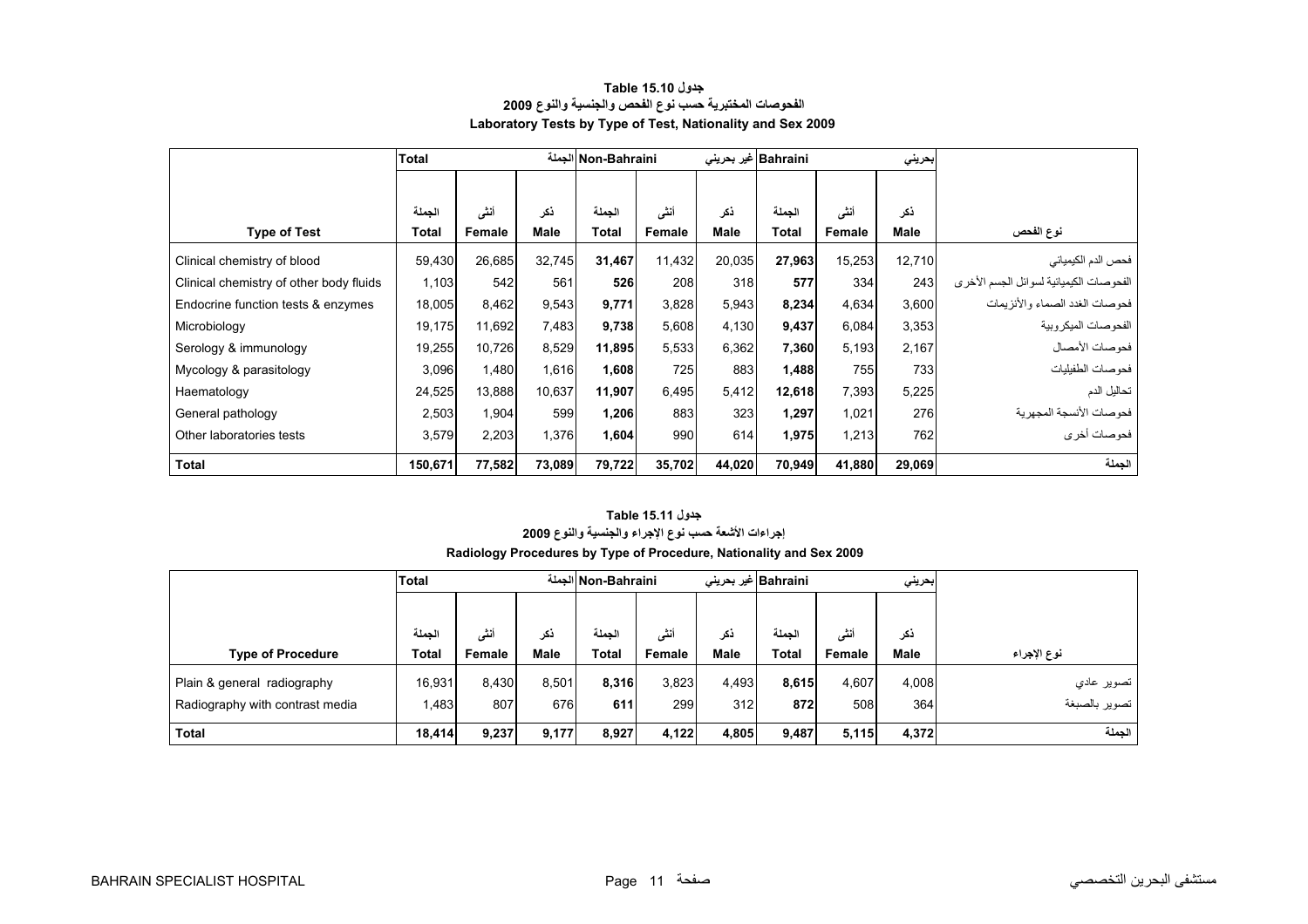### جدول 15.10 Table
### الفحوصات المختبرية حسب نوع الفحص والجنسية والنوع 2009
### Laboratory Tests by Type of Test, Nationality and Sex 2009

| | Total | | الجملة | Non-Bahraini | | غير بحريني | Bahraini | | بحريني | |
|---|---|---|---|---|---|---|---|---|---|---|
| **Type of Test** | الجملة **Total** | أنثى **Female** | ذكر **Male** | الجملة **Total** | أنثى **Female** | ذكر **Male** | الجملة **Total** | أنثى **Female** | ذكر **Male** | **نوع الفحص** |
| Clinical chemistry of blood | 59,430 | 26,685 | 32,745 | **31,467** | 11,432 | 20,035 | **27,963** | 15,253 | 12,710 | فحص الدم الكيميائي |
| Clinical chemistry of other body fluids | 1,103 | 542 | 561 | **526** | 208 | 318 | **577** | 334 | 243 | الفحوصات الكيميائية لسوائل الجسم الأخرى |
| Endocrine function tests & enzymes | 18,005 | 8,462 | 9,543 | **9,771** | 3,828 | 5,943 | **8,234** | 4,634 | 3,600 | فحوصات الغدد الصماء والأنزيمات |
| Microbiology | 19,175 | 11,692 | 7,483 | **9,738** | 5,608 | 4,130 | **9,437** | 6,084 | 3,353 | الفحوصات الميكروبية |
| Serology & immunology | 19,255 | 10,726 | 8,529 | **11,895** | 5,533 | 6,362 | **7,360** | 5,193 | 2,167 | فحوصات الأمصال |
| Mycology & parasitology | 3,096 | 1,480 | 1,616 | **1,608** | 725 | 883 | **1,488** | 755 | 733 | فحوصات الطفيليات |
| Haematology | 24,525 | 13,888 | 10,637 | **11,907** | 6,495 | 5,412 | **12,618** | 7,393 | 5,225 | تحاليل الدم |
| General pathology | 2,503 | 1,904 | 599 | **1,206** | 883 | 323 | **1,297** | 1,021 | 276 | فحوصات الأنسجة المجهرية |
| Other laboratories tests | 3,579 | 2,203 | 1,376 | **1,604** | 990 | 614 | **1,975** | 1,213 | 762 | فحوصات أخرى |
| **Total** | **150,671** | **77,582** | **73,089** | **79,722** | **35,702** | **44,020** | **70,949** | **41,880** | **29,069** | **الجملة** |

### جدول 15.11 Table
### إجراءات الأشعة حسب نوع الإجراء والجنسية والنوع 2009
### Radiology Procedures by Type of Procedure, Nationality and Sex 2009

| | Total | | الجملة | Non-Bahraini | | غير بحريني | Bahraini | | بحريني | |
|---|---|---|---|---|---|---|---|---|---|---|
| **Type of Procedure** | الجملة **Total** | أنثى **Female** | ذكر **Male** | الجملة **Total** | أنثى **Female** | ذكر **Male** | الجملة **Total** | أنثى **Female** | ذكر **Male** | **نوع الإجراء** |
| Plain & general radiography | 16,931 | 8,430 | 8,501 | **8,316** | 3,823 | 4,493 | **8,615** | 4,607 | 4,008 | تصوير عادي |
| Radiography with contrast media | 1,483 | 807 | 676 | **611** | 299 | 312 | **872** | 508 | 364 | تصوير بالصبغة |
| **Total** | **18,414** | **9,237** | **9,177** | **8,927** | **4,122** | **4,805** | **9,487** | **5,115** | **4,372** | **الجملة** |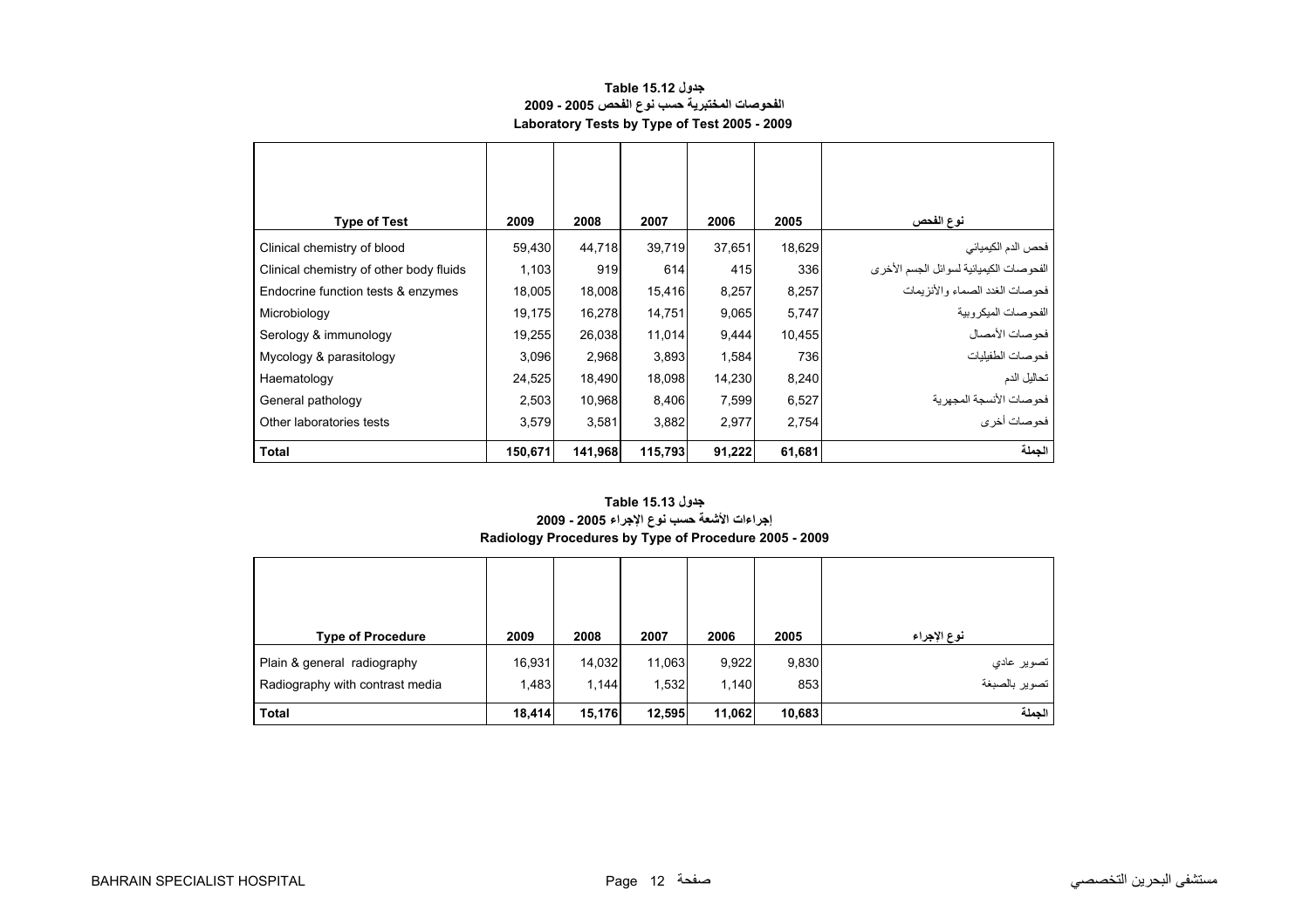**جدول Table 15.12**

**الفحوصات المختبرية حسب نوع الفحص 2005 - 2009**

**Laboratory Tests by Type of Test 2005 - 2009**

| Type of Test | 2009 | 2008 | 2007 | 2006 | 2005 | نوع الفحص |
|---|---|---|---|---|---|---|
| Clinical chemistry of blood | 59,430 | 44,718 | 39,719 | 37,651 | 18,629 | فحص الدم الكيميائي |
| Clinical chemistry of other body fluids | 1,103 | 919 | 614 | 415 | 336 | الفحوصات الكيميائية لسوائل الجسم الأخرى |
| Endocrine function tests & enzymes | 18,005 | 18,008 | 15,416 | 8,257 | 8,257 | فحوصات الغدد الصماء والأنزيمات |
| Microbiology | 19,175 | 16,278 | 14,751 | 9,065 | 5,747 | الفحوصات الميكروبية |
| Serology & immunology | 19,255 | 26,038 | 11,014 | 9,444 | 10,455 | فحوصات الأمصال |
| Mycology & parasitology | 3,096 | 2,968 | 3,893 | 1,584 | 736 | فحوصات الطفيليات |
| Haematology | 24,525 | 18,490 | 18,098 | 14,230 | 8,240 | تحاليل الدم |
| General pathology | 2,503 | 10,968 | 8,406 | 7,599 | 6,527 | فحوصات الأنسجة المجهرية |
| Other laboratories tests | 3,579 | 3,581 | 3,882 | 2,977 | 2,754 | فحوصات أخرى |
| **Total** | **150,671** | **141,968** | **115,793** | **91,222** | **61,681** | **الجملة** |

**جدول Table 15.13**

**إجراءات الأشعة حسب نوع الإجراء 2005 - 2009**

**Radiology Procedures by Type of Procedure 2005 - 2009**

| Type of Procedure | 2009 | 2008 | 2007 | 2006 | 2005 | نوع الإجراء |
|---|---|---|---|---|---|---|
| Plain & general radiography | 16,931 | 14,032 | 11,063 | 9,922 | 9,830 | تصوير عادي |
| Radiography with contrast media | 1,483 | 1,144 | 1,532 | 1,140 | 853 | تصوير بالصبغة |
| **Total** | **18,414** | **15,176** | **12,595** | **11,062** | **10,683** | **الجملة** |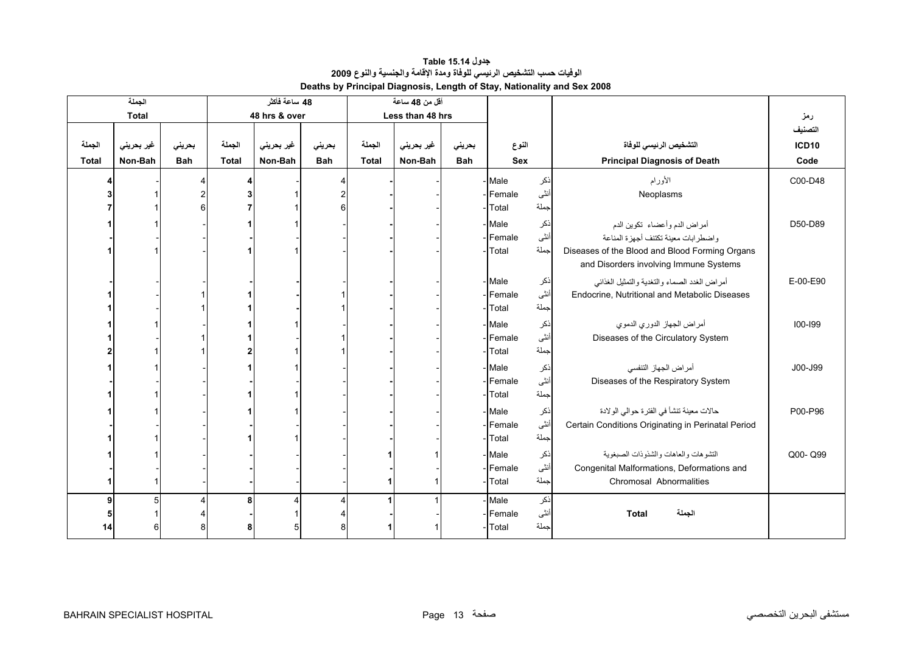**جدول Table 15.14**

**الوفيات حسب التشخيص الرئيسي للوفاة ومدة الإقامة والجنسية والنوع 2009**

**Deaths by Principal Diagnosis, Length of Stay, Nationality and Sex 2008**

| الجملة Total | | | 48 ساعة فأكثر 48 hrs & over | | | أقل من 48 ساعة Less than 48 hrs | | | | | | رمز التصنيف |
|---|---|---|---|---|---|---|---|---|---|---|---|---|
| الجملة Total | غير بحريني Non-Bah | بحريني Bah | الجملة Total | غير بحريني Non-Bah | بحريني Bah | الجملة Total | غير بحريني Non-Bah | بحريني Bah | النوع Sex | | التشخيص الرئيسي للوفاة Principal Diagnosis of Death | ICD10 Code |
| 4 | - | 4 | 4 | - | 4 | - | - | - | Male | ذكر | الأورام Neoplasms | C00-D48 |
| 3 | 1 | 2 | 3 | 1 | 2 | - | - | - | Female | أنثى | | |
| 7 | 1 | 6 | 7 | 1 | 6 | - | - | - | Total | جملة | | |
| 1 | 1 | - | 1 | 1 | - | - | - | - | Male | ذكر | أمراض الدم وأعضاء تكوين الدم واضطرابات معينة تكتنف أجهزة المناعة Diseases of the Blood and Blood Forming Organs and Disorders involving Immune Systems | D50-D89 |
| - | - | - | - | - | - | - | - | - | Female | أنثى | | |
| 1 | 1 | - | 1 | 1 | - | - | - | - | Total | جملة | | |
| - | - | - | - | - | - | - | - | - | Male | ذكر | أمراض الغدد الصماء والتغذية والتمثيل الغذائي Endocrine, Nutritional and Metabolic Diseases | E-00-E90 |
| 1 | - | 1 | 1 | - | 1 | - | - | - | Female | أنثى | | |
| 1 | - | 1 | 1 | - | 1 | - | - | - | Total | جملة | | |
| 1 | 1 | - | 1 | 1 | - | - | - | - | Male | ذكر | أمراض الجهاز الدوري الدموي Diseases of the Circulatory System | I00-I99 |
| 1 | - | 1 | 1 | - | 1 | - | - | - | Female | أنثى | | |
| 2 | 1 | 1 | 2 | 1 | 1 | - | - | - | Total | جملة | | |
| 1 | 1 | - | 1 | 1 | - | - | - | - | Male | ذكر | أمراض الجهاز التنفسي Diseases of the Respiratory System | J00-J99 |
| - | - | - | - | - | - | - | - | - | Female | أنثى | | |
| 1 | 1 | - | 1 | 1 | - | - | - | - | Total | جملة | | |
| 1 | 1 | - | 1 | 1 | - | - | - | - | Male | ذكر | حالات معينة تنشأ في الفترة حوالي الولادة Certain Conditions Originating in Perinatal Period | P00-P96 |
| - | - | - | - | - | - | - | - | - | Female | أنثى | | |
| 1 | 1 | - | 1 | 1 | - | - | - | - | Total | جملة | | |
| 1 | 1 | - | - | - | - | 1 | 1 | - | Male | ذكر | التشوهات والعاهات والشذوذات الصبغوية Congenital Malformations, Deformations and Chromosal Abnormalities | Q00- Q99 |
| - | - | - | - | - | - | - | - | - | Female | أنثى | | |
| 1 | 1 | - | - | - | - | 1 | 1 | - | Total | جملة | | |
| 9 | 5 | 4 | 8 | 4 | 4 | 1 | 1 | - | Male | ذكر | **Total الجملة** | |
| 5 | 1 | 4 | - | 1 | 4 | - | - | - | Female | أنثى | | |
| 14 | 6 | 8 | 8 | 5 | 8 | 1 | 1 | - | Total | جملة | | |

BAHRAIN SPECIALIST HOSPITAL مستشفى البحرين التخصصي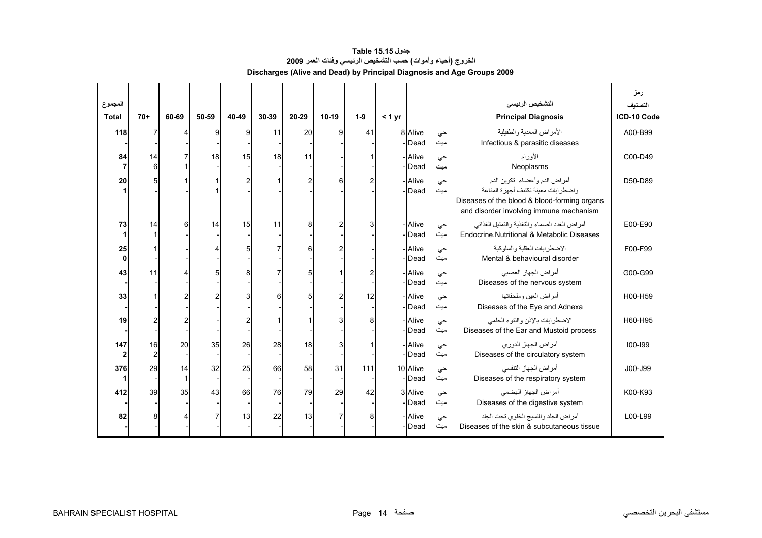# جدول 15.15 Table

## الخروج (أحياء وأموات) حسب التشخيص الرئيسي وفئات العمر 2009

## Discharges (Alive and Dead) by Principal Diagnosis and Age Groups 2009

| المجموع Total | 70+ | 60-69 | 50-59 | 40-49 | 30-39 | 20-29 | 10-19 | 1-9 | < 1 yr | | | التشخيص الرئيسي Principal Diagnosis | رمز التصنيف ICD-10 Code |
|---|---|---|---|---|---|---|---|---|---|---|---|---|---|
| 118 | 7 | 4 | 9 | 9 | 11 | 20 | 9 | 41 | 8 | Alive | حي | الأمراض المعدية والطفيلية Infectious & parasitic diseases | A00-B99 |
| - | - | - | - | - | - | - | - | - | - | Dead | ميت | | |
| 84 | 14 | 7 | 18 | 15 | 18 | 11 | - | 1 | - | Alive | حي | الأورام Neoplasms | C00-D49 |
| 7 | 6 | 1 | - | - | - | - | - | - | - | Dead | ميت | | |
| 20 | 5 | 1 | 1 | 2 | 1 | 2 | 6 | 2 | - | Alive | حي | أمراض الدم وأعضاء تكوين الدم واضطرابات معينة تكتنف أجهزة المناعة Diseases of the blood & blood-forming organs and disorder involving immune mechanism | D50-D89 |
| 1 | - | - | 1 | - | - | - | - | - | - | Dead | ميت | | |
| 73 | 14 | 6 | 14 | 15 | 11 | 8 | 2 | 3 | - | Alive | حي | أمراض الغدد الصماء والتغذية والتمثيل الغذائي Endocrine,Nutritional & Metabolic Diseases | E00-E90 |
| 1 | 1 | - | - | - | - | - | - | - | - | Dead | ميت | | |
| 25 | 1 | - | 4 | 5 | 7 | 6 | 2 | - | - | Alive | حي | الاضطرابات العقلية والسلوكية Mental & behavioural disorder | F00-F99 |
| 0 | - | - | - | - | - | - | - | - | - | Dead | ميت | | |
| 43 | 11 | 4 | 5 | 8 | 7 | 5 | 1 | 2 | - | Alive | حي | أمراض الجهاز العصبي Diseases of the nervous system | G00-G99 |
| - | - | - | - | - | - | - | - | - | - | Dead | ميت | | |
| 33 | 1 | 2 | 2 | 3 | 6 | 5 | 2 | 12 | - | Alive | حي | أمراض العين وملحقاتها Diseases of the Eye and Adnexa | H00-H59 |
| - | - | - | - | - | - | - | - | - | - | Dead | ميت | | |
| 19 | 2 | 2 | - | 2 | 1 | 1 | 3 | 8 | - | Alive | حي | الاضطرابات بالإذن والنتوء الحلمي Diseases of the Ear and Mustoid process | H60-H95 |
| - | - | - | - | - | - | - | - | - | - | Dead | ميت | | |
| 147 | 16 | 20 | 35 | 26 | 28 | 18 | 3 | 1 | - | Alive | حي | أمراض الجهاز الدوري Diseases of the circulatory system | I00-I99 |
| 2 | 2 | - | - | - | - | - | - | - | - | Dead | ميت | | |
| 376 | 29 | 14 | 32 | 25 | 66 | 58 | 31 | 111 | 10 | Alive | حي | أمراض الجهاز التنفسي Diseases of the respiratory system | J00-J99 |
| 1 | - | 1 | - | - | - | - | - | - | - | Dead | ميت | | |
| 412 | 39 | 35 | 43 | 66 | 76 | 79 | 29 | 42 | 3 | Alive | حي | أمراض الجهاز الهضمي Diseases of the digestive system | K00-K93 |
| - | - | - | - | - | - | - | - | - | - | Dead | ميت | | |
| 82 | 8 | 4 | 7 | 13 | 22 | 13 | 7 | 8 | - | Alive | حي | أمراض الجلد والنسيج الخلوي تحت الجلد Diseases of the skin & subcutaneous tissue | L00-L99 |
| - | - | - | - | - | - | - | - | - | - | Dead | ميت | | |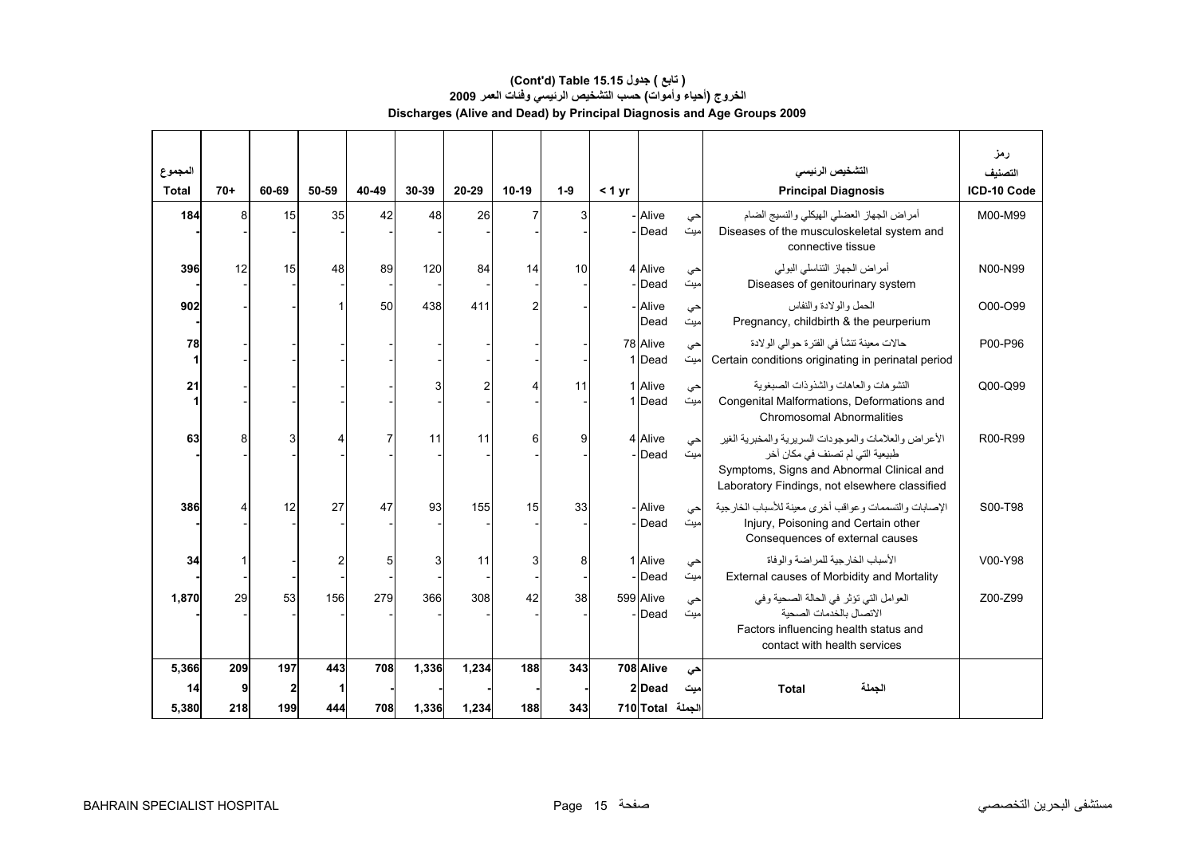# (Cont'd) Table 15.15 ( تابع ) جدول

## الخروج (أحياء وأموات) حسب التشخيص الرئيسي وفئات العمر 2009

## Discharges (Alive and Dead) by Principal Diagnosis and Age Groups 2009

| المجموع Total | 70+ | 60-69 | 50-59 | 40-49 | 30-39 | 20-29 | 10-19 | 1-9 | < 1 yr | | | التشخيص الرئيسي Principal Diagnosis | رمز التصنيف ICD-10 Code |
|---|---|---|---|---|---|---|---|---|---|---|---|---|---|
| 184 | 8 | 15 | 35 | 42 | 48 | 26 | 7 | 3 | - | Alive | حي | أمراض الجهاز العضلي الهيكلي والنسيج الضام Diseases of the musculoskeletal system and connective tissue | M00-M99 |
| - | - | - | - | - | - | - | - | - | - | Dead | ميت | | |
| 396 | 12 | 15 | 48 | 89 | 120 | 84 | 14 | 10 | 4 | Alive | حي | أمراض الجهاز التناسلي البولي Diseases of genitourinary system | N00-N99 |
| - | - | - | - | - | - | - | - | - | - | Dead | ميت | | |
| 902 | - | - | 1 | 50 | 438 | 411 | 2 | - | - | Alive | حي | الحمل والولادة والنفاس Pregnancy, childbirth & the peurperium | O00-O99 |
| - | | | | | | | | | | Dead | ميت | | |
| 78 | - | - | - | - | - | - | - | - | 78 | Alive | حي | حالات معينة تنشأ في الفترة حوالي الولادة Certain conditions originating in perinatal period | P00-P96 |
| 1 | - | - | - | - | - | - | - | - | 1 | Dead | ميت | | |
| 21 | - | - | - | - | 3 | 2 | 4 | 11 | 1 | Alive | حي | التشوهات والعاهات والشذوذات الصبغوية Congenital Malformations, Deformations and Chromosomal Abnormalities | Q00-Q99 |
| 1 | - | - | - | - | - | - | - | - | 1 | Dead | ميت | | |
| 63 | 8 | 3 | 4 | 7 | 11 | 11 | 6 | 9 | 4 | Alive | حي | الأعراض والعلامات والموجودات السريرية والمخبرية الغير طبيعية التي لم تصنف في مكان آخر Symptoms, Signs and Abnormal Clinical and Laboratory Findings, not elsewhere classified | R00-R99 |
| - | - | - | - | - | - | - | - | - | - | Dead | ميت | | |
| 386 | 4 | 12 | 27 | 47 | 93 | 155 | 15 | 33 | - | Alive | حي | الإصابات والتسممات وعواقب أخرى معينة للأسباب الخارجية Injury, Poisoning and Certain other Consequences of external causes | S00-T98 |
| - | - | - | - | - | - | - | - | - | - | Dead | ميت | | |
| 34 | 1 | - | 2 | 5 | 3 | 11 | 3 | 8 | 1 | Alive | حي | الأسباب الخارجية للمراضة والوفاة External causes of Morbidity and Mortality | V00-Y98 |
| - | - | - | - | - | - | - | - | - | - | Dead | ميت | | |
| 1,870 | 29 | 53 | 156 | 279 | 366 | 308 | 42 | 38 | 599 | Alive | حي | العوامل التي تؤثر في الحالة الصحية وفي الاتصال بالخدمات الصحية Factors influencing health status and contact with health services | Z00-Z99 |
| - | - | - | - | - | - | - | - | - | - | Dead | ميت | | |
| **5,366** | **209** | **197** | **443** | **708** | **1,336** | **1,234** | **188** | **343** | **708** | **Alive** | **حي** | **Total الجملة** | |
| **14** | **9** | **2** | **1** | **-** | **-** | **-** | **-** | **-** | **2** | **Dead** | **ميت** | | |
| **5,380** | **218** | **199** | **444** | **708** | **1,336** | **1,234** | **188** | **343** | **710** | **Total** | **الجملة** | | |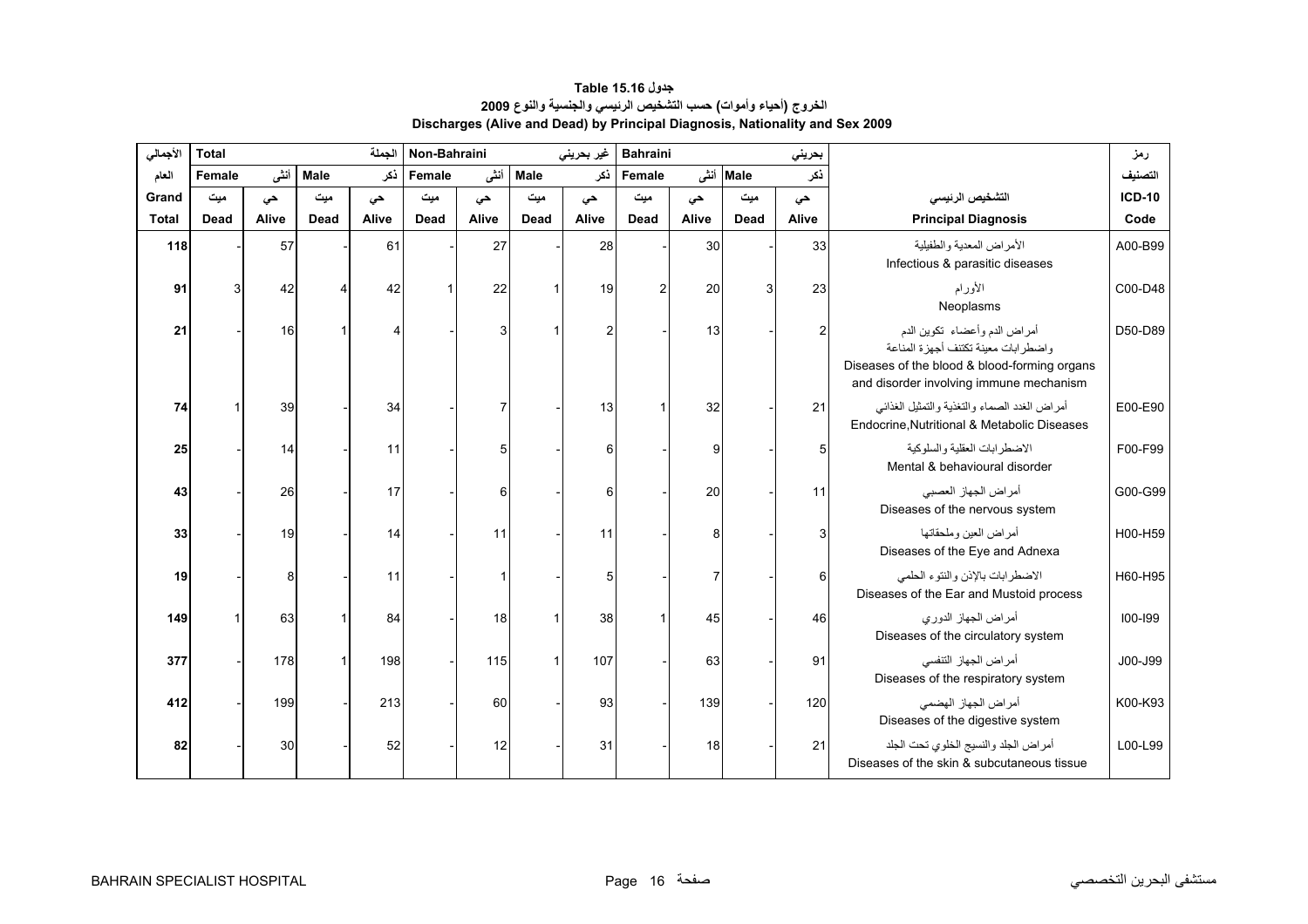# جدول Table 15.16

## الخروج (أحياء وأموات) حسب التشخيص الرئيسي والجنسية والنوع 2009

## Discharges (Alive and Dead) by Principal Diagnosis, Nationality and Sex 2009

| الأجمالي | Total | | | الجملة | Non-Bahraini | | | غير بحريني | Bahraini | | | بحريني | | رمز |
|---|---|---|---|---|---|---|---|---|---|---|---|---|---|---|
| العام | Female | أنثى | Male | ذكر | Female | أنثى | Male | ذكر | Female | أنثى | Male | ذكر | | التصنيف |
| Grand | ميت | حي | ميت | حي | ميت | حي | ميت | حي | ميت | حي | ميت | حي | التشخيص الرئيسي | ICD-10 |
| Total | Dead | Alive | Dead | Alive | Dead | Alive | Dead | Alive | Dead | Alive | Dead | Alive | Principal Diagnosis | Code |
| 118 | - | 57 | - | 61 | - | 27 | - | 28 | - | 30 | - | 33 | الأمراض المعدية والطفيلية Infectious & parasitic diseases | A00-B99 |
| 91 | 3 | 42 | 4 | 42 | 1 | 22 | 1 | 19 | 2 | 20 | 3 | 23 | الأورام Neoplasms | C00-D48 |
| 21 | - | 16 | 1 | 4 | - | 3 | 1 | 2 | - | 13 | - | 2 | أمراض الدم وأعضاء تكوين الدم واضطرابات معينة تكتنف أجهزة المناعة Diseases of the blood & blood-forming organs and disorder involving immune mechanism | D50-D89 |
| 74 | 1 | 39 | - | 34 | - | 7 | - | 13 | 1 | 32 | - | 21 | أمراض الغدد الصماء والتغذية والتمثيل الغذائي Endocrine,Nutritional & Metabolic Diseases | E00-E90 |
| 25 | - | 14 | - | 11 | - | 5 | - | 6 | - | 9 | - | 5 | الاضطرابات العقلية والسلوكية Mental & behavioural disorder | F00-F99 |
| 43 | - | 26 | - | 17 | - | 6 | - | 6 | - | 20 | - | 11 | أمراض الجهاز العصبي Diseases of the nervous system | G00-G99 |
| 33 | - | 19 | - | 14 | - | 11 | - | 11 | - | 8 | - | 3 | أمراض العين وملحقاتها Diseases of the Eye and Adnexa | H00-H59 |
| 19 | - | 8 | - | 11 | - | 1 | - | 5 | - | 7 | - | 6 | الاضطرابات بالإذن والنتوء الحلمي Diseases of the Ear and Mustoid process | H60-H95 |
| 149 | 1 | 63 | 1 | 84 | - | 18 | 1 | 38 | 1 | 45 | - | 46 | أمراض الجهاز الدوري Diseases of the circulatory system | I00-I99 |
| 377 | - | 178 | 1 | 198 | - | 115 | 1 | 107 | - | 63 | - | 91 | أمراض الجهاز التنفسي Diseases of the respiratory system | J00-J99 |
| 412 | - | 199 | - | 213 | - | 60 | - | 93 | - | 139 | - | 120 | أمراض الجهاز الهضمي Diseases of the digestive system | K00-K93 |
| 82 | - | 30 | - | 52 | - | 12 | - | 31 | - | 18 | - | 21 | أمراض الجلد والنسيج الخلوي تحت الجلد Diseases of the skin & subcutaneous tissue | L00-L99 |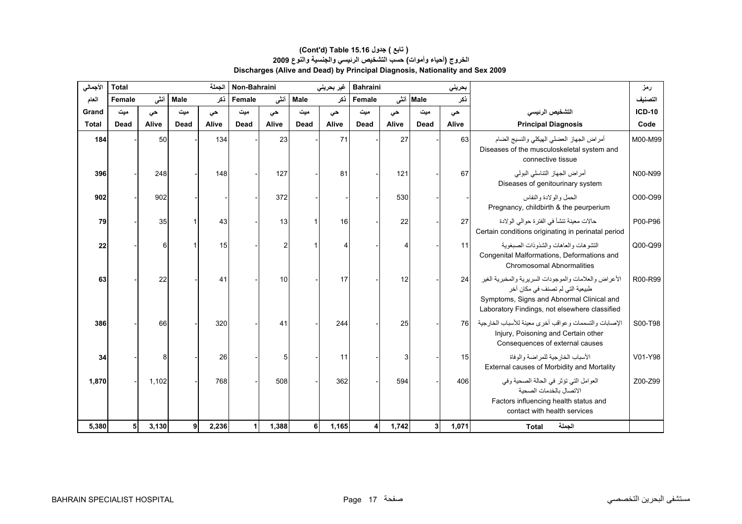**(Cont'd) Table 15.16 جدول ( تابع )**

**الخروج (أحياء وأموات) حسب التشخيص الرئيسي والجنسية والنوع 2009**

**Discharges (Alive and Dead) by Principal Diagnosis, Nationality and Sex 2009**

| الأجمالي | Total | | | الجملة | Non-Bahraini | | | غير بحريني | Bahraini | | | بحريني | | رمز |
|---|---|---|---|---|---|---|---|---|---|---|---|---|---|---|
| العام | Female | أنثى | Male | ذكر | Female | أنثى | Male | ذكر | Female | أنثى | Male | ذكر | | التصنيف |
| Grand | ميت | حي | ميت | حي | ميت | حي | ميت | حي | ميت | حي | ميت | حي | التشخيص الرئيسي | ICD-10 |
| Total | Dead | Alive | Dead | Alive | Dead | Alive | Dead | Alive | Dead | Alive | Dead | Alive | Principal Diagnosis | Code |
| 184 | - | 50 | - | 134 | - | 23 | - | 71 | - | 27 | - | 63 | أمراض الجهاز العضلي الهيكلي والنسيج الضام Diseases of the musculoskeletal system and connective tissue | M00-M99 |
| 396 | - | 248 | - | 148 | - | 127 | - | 81 | - | 121 | - | 67 | أمراض الجهاز التناسلي البولي Diseases of genitourinary system | N00-N99 |
| 902 | - | 902 | - | - | - | 372 | - | - | - | 530 | - | - | الحمل والولادة والنفاس Pregnancy, childbirth & the peurperium | O00-O99 |
| 79 | - | 35 | 1 | 43 | - | 13 | 1 | 16 | - | 22 | - | 27 | حالات معينة تنشأ في الفترة حوالي الولادة Certain conditions originating in perinatal period | P00-P96 |
| 22 | - | 6 | 1 | 15 | - | 2 | 1 | 4 | - | 4 | - | 11 | التشوهات والعاهات والشذوذات الصبغوية Congenital Malformations, Deformations and Chromosomal Abnormalities | Q00-Q99 |
| 63 | - | 22 | - | 41 | - | 10 | - | 17 | - | 12 | - | 24 | الأعراض والعلامات والموجودات السريرية والمخبرية الغير طبيعية التي لم تصنف في مكان آخر Symptoms, Signs and Abnormal Clinical and Laboratory Findings, not elsewhere classified | R00-R99 |
| 386 | - | 66 | - | 320 | - | 41 | - | 244 | - | 25 | - | 76 | الإصابات والتسممات وعواقب أخرى معينة للأسباب الخارجية Injury, Poisoning and Certain other Consequences of external causes | S00-T98 |
| 34 | - | 8 | - | 26 | - | 5 | - | 11 | - | 3 | - | 15 | الأسباب الخارجية للمراضة والوفاة External causes of Morbidity and Mortality | V01-Y98 |
| 1,870 | - | 1,102 | - | 768 | - | 508 | - | 362 | - | 594 | - | 406 | العوامل التي تؤثر في الحالة الصحية وفي الاتصال بالخدمات الصحية Factors influencing health status and contact with health services | Z00-Z99 |
| 5,380 | 5 | 3,130 | 9 | 2,236 | 1 | 1,388 | 6 | 1,165 | 4 | 1,742 | 3 | 1,071 | Total الجملة | |